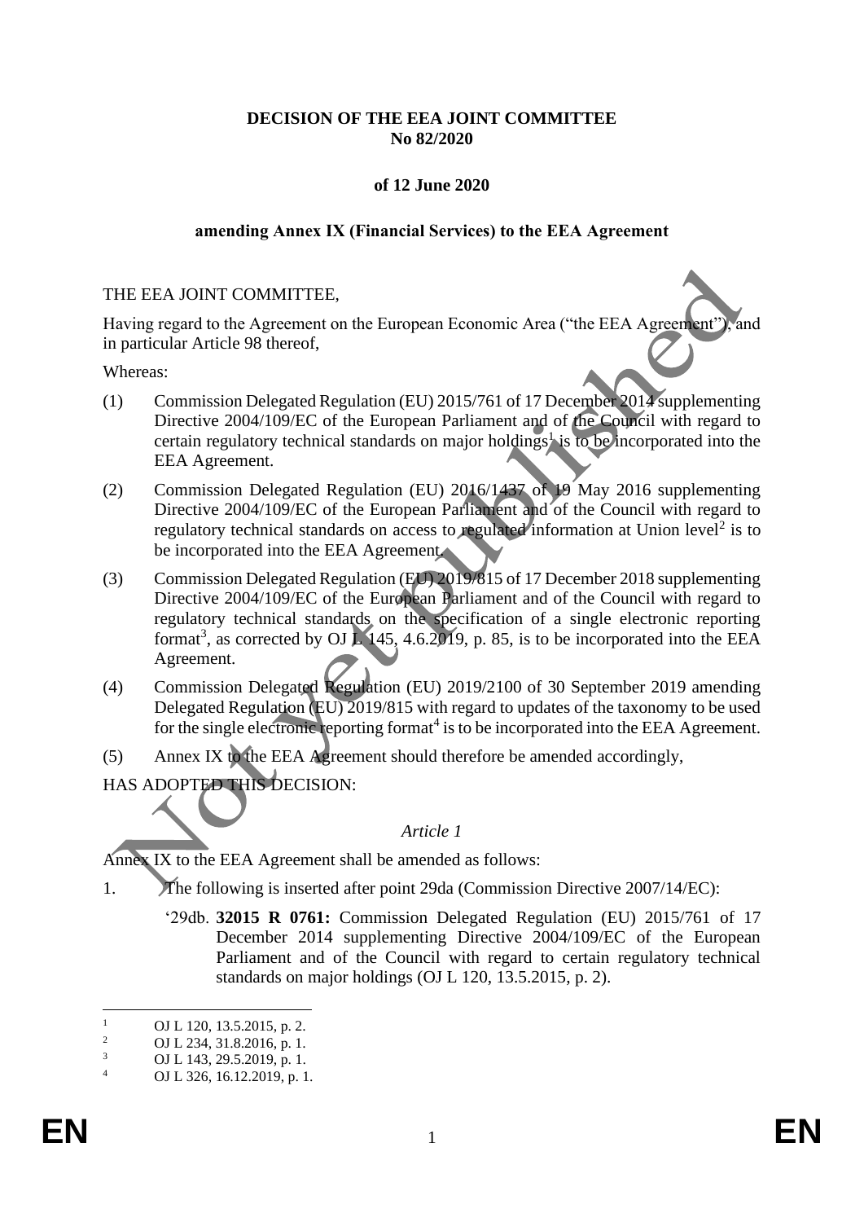**DECISION OF THE EEA JOINT COMMITTEE**
**No 82/2020**

**of 12 June 2020**

**amending Annex IX (Financial Services) to the EEA Agreement**

THE EEA JOINT COMMITTEE,

Having regard to the Agreement on the European Economic Area ("the EEA Agreement"), and in particular Article 98 thereof,

Whereas:

(1) Commission Delegated Regulation (EU) 2015/761 of 17 December 2014 supplementing Directive 2004/109/EC of the European Parliament and of the Council with regard to certain regulatory technical standards on major holdings[1] is to be incorporated into the EEA Agreement.

(2) Commission Delegated Regulation (EU) 2016/1437 of 19 May 2016 supplementing Directive 2004/109/EC of the European Parliament and of the Council with regard to regulatory technical standards on access to regulated information at Union level[2] is to be incorporated into the EEA Agreement.

(3) Commission Delegated Regulation (EU) 2019/815 of 17 December 2018 supplementing Directive 2004/109/EC of the European Parliament and of the Council with regard to regulatory technical standards on the specification of a single electronic reporting format[3], as corrected by OJ L 145, 4.6.2019, p. 85, is to be incorporated into the EEA Agreement.

(4) Commission Delegated Regulation (EU) 2019/2100 of 30 September 2019 amending Delegated Regulation (EU) 2019/815 with regard to updates of the taxonomy to be used for the single electronic reporting format[4] is to be incorporated into the EEA Agreement.

(5) Annex IX to the EEA Agreement should therefore be amended accordingly,

HAS ADOPTED THIS DECISION:

*Article 1*

Annex IX to the EEA Agreement shall be amended as follows:

1. The following is inserted after point 29da (Commission Directive 2007/14/EC):

   '29db. **32015 R 0761:** Commission Delegated Regulation (EU) 2015/761 of 17 December 2014 supplementing Directive 2004/109/EC of the European Parliament and of the Council with regard to certain regulatory technical standards on major holdings (OJ L 120, 13.5.2015, p. 2).

---

[1] OJ L 120, 13.5.2015, p. 2.
[2] OJ L 234, 31.8.2016, p. 1.
[3] OJ L 143, 29.5.2019, p. 1.
[4] OJ L 326, 16.12.2019, p. 1.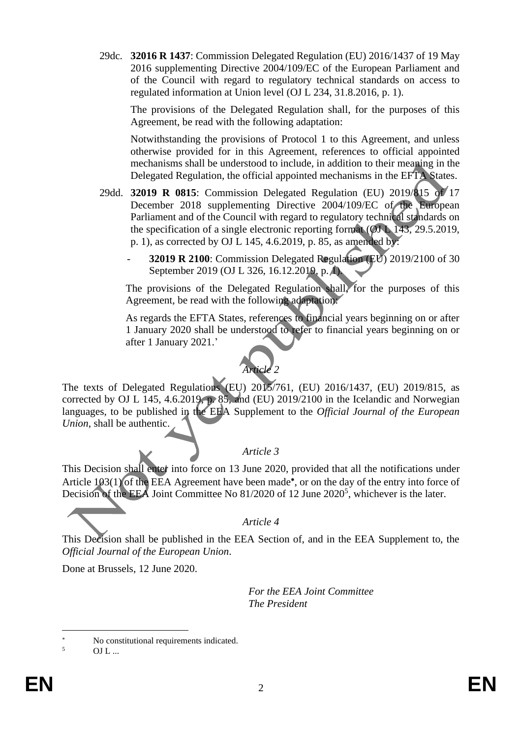29dc. **32016 R 1437**: Commission Delegated Regulation (EU) 2016/1437 of 19 May 2016 supplementing Directive 2004/109/EC of the European Parliament and of the Council with regard to regulatory technical standards on access to regulated information at Union level (OJ L 234, 31.8.2016, p. 1).

The provisions of the Delegated Regulation shall, for the purposes of this Agreement, be read with the following adaptation:

Notwithstanding the provisions of Protocol 1 to this Agreement, and unless otherwise provided for in this Agreement, references to official appointed mechanisms shall be understood to include, in addition to their meaning in the Delegated Regulation, the official appointed mechanisms in the EFTA States.

29dd. **32019 R 0815**: Commission Delegated Regulation (EU) 2019/815 of 17 December 2018 supplementing Directive 2004/109/EC of the European Parliament and of the Council with regard to regulatory technical standards on the specification of a single electronic reporting format (OJ L 143, 29.5.2019, p. 1), as corrected by OJ L 145, 4.6.2019, p. 85, as amended by:

- **32019 R 2100**: Commission Delegated Regulation (EU) 2019/2100 of 30 September 2019 (OJ L 326, 16.12.2019, p. 1).

The provisions of the Delegated Regulation shall, for the purposes of this Agreement, be read with the following adaptation:

As regards the EFTA States, references to financial years beginning on or after 1 January 2020 shall be understood to refer to financial years beginning on or after 1 January 2021.'

*Article 2*

The texts of Delegated Regulations (EU) 2015/761, (EU) 2016/1437, (EU) 2019/815, as corrected by OJ L 145, 4.6.2019, p. 85, and (EU) 2019/2100 in the Icelandic and Norwegian languages, to be published in the EEA Supplement to the *Official Journal of the European Union*, shall be authentic.

*Article 3*

This Decision shall enter into force on 13 June 2020, provided that all the notifications under Article 103(1) of the EEA Agreement have been made[*], or on the day of the entry into force of Decision of the EEA Joint Committee No 81/2020 of 12 June 2020[5], whichever is the later.

*Article 4*

This Decision shall be published in the EEA Section of, and in the EEA Supplement to, the *Official Journal of the European Union*.

Done at Brussels, 12 June 2020.

*For the EEA Joint Committee*
*The President*

[*] No constitutional requirements indicated.

[5] OJ L ...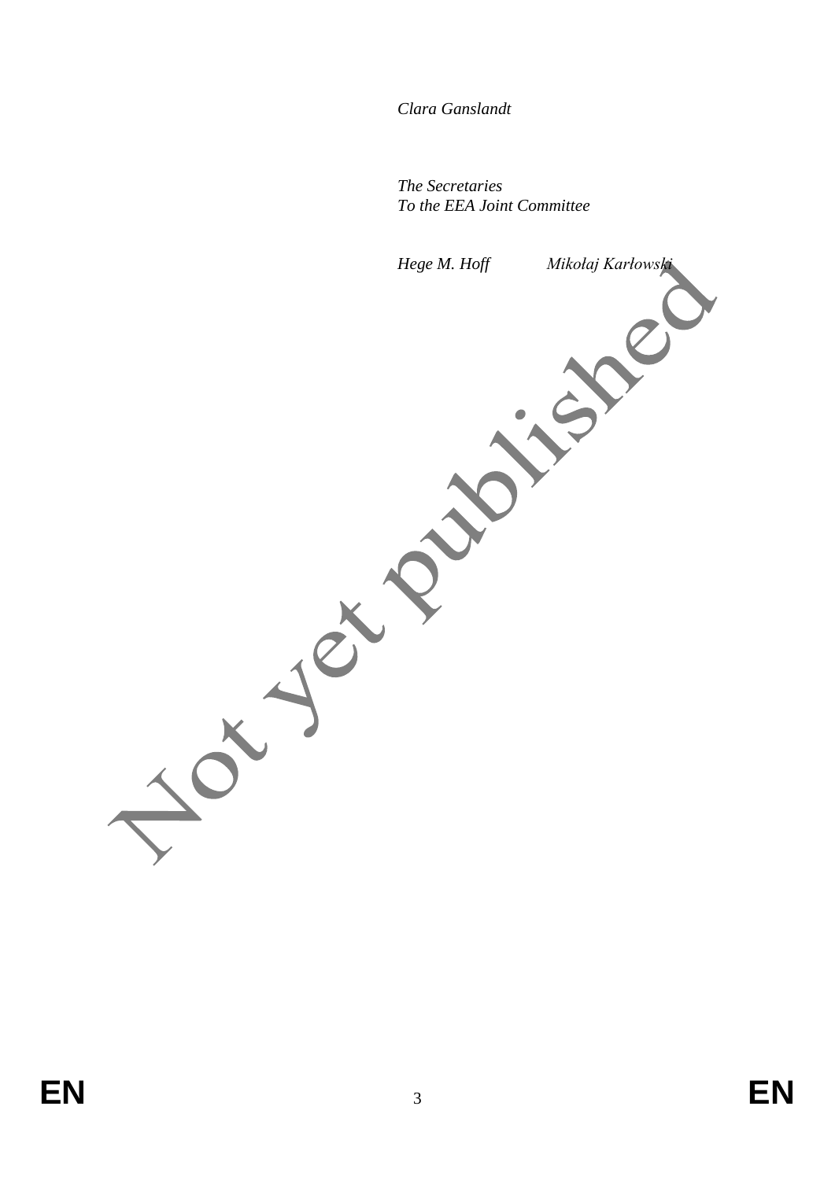*Clara Ganslandt*

*The Secretaries*
*To the EEA Joint Committee*

*Hege M. Hoff* *Mikołaj Karłowski*

Not yet published